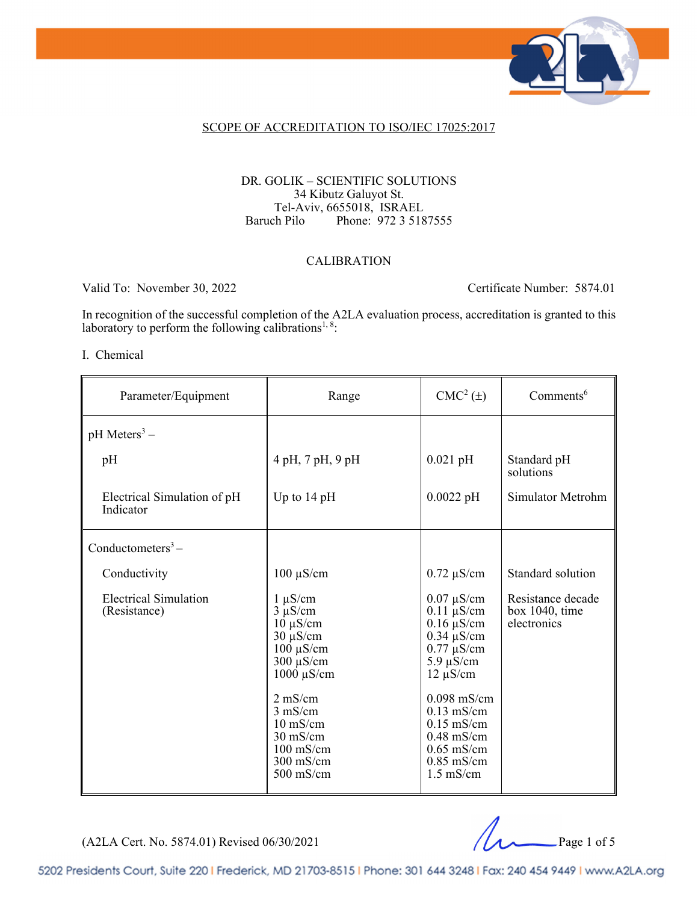SCOPE OF ACCREDITATION TO ISO/IEC 17025:2017

DR. GOLIK – SCIENTIFIC SOLUTIONS
34 Kibutz Galuyot St.
Tel-Aviv, 6655018, ISRAEL
Baruch Pilo Phone: 972 3 5187555

CALIBRATION

Valid To: November 30, 2022 Certificate Number: 5874.01

In recognition of the successful completion of the A2LA evaluation process, accreditation is granted to this laboratory to perform the following calibrations[1, 8]:

I. Chemical

| Parameter/Equipment | Range | CMC[2] (±) | Comments[6] |
|---|---|---|---|
| pH Meters[3] – | | | |
| pH | 4 pH, 7 pH, 9 pH | 0.021 pH | Standard pH solutions |
| Electrical Simulation of pH Indicator | Up to 14 pH | 0.0022 pH | Simulator Metrohm |
| Conductometers[3] – | | | |
| Conductivity | 100 µS/cm | 0.72 µS/cm | Standard solution |
| Electrical Simulation (Resistance) | 1 µS/cm | 0.07 µS/cm | Resistance decade box 1040, time electronics |
| | 3 µS/cm | 0.11 µS/cm | |
| | 10 µS/cm | 0.16 µS/cm | |
| | 30 µS/cm | 0.34 µS/cm | |
| | 100 µS/cm | 0.77 µS/cm | |
| | 300 µS/cm | 5.9 µS/cm | |
| | 1000 µS/cm | 12 µS/cm | |
| | 2 mS/cm | 0.098 mS/cm | |
| | 3 mS/cm | 0.13 mS/cm | |
| | 10 mS/cm | 0.15 mS/cm | |
| | 30 mS/cm | 0.48 mS/cm | |
| | 100 mS/cm | 0.65 mS/cm | |
| | 300 mS/cm | 0.85 mS/cm | |
| | 500 mS/cm | 1.5 mS/cm | |

(A2LA Cert. No. 5874.01) Revised 06/30/2021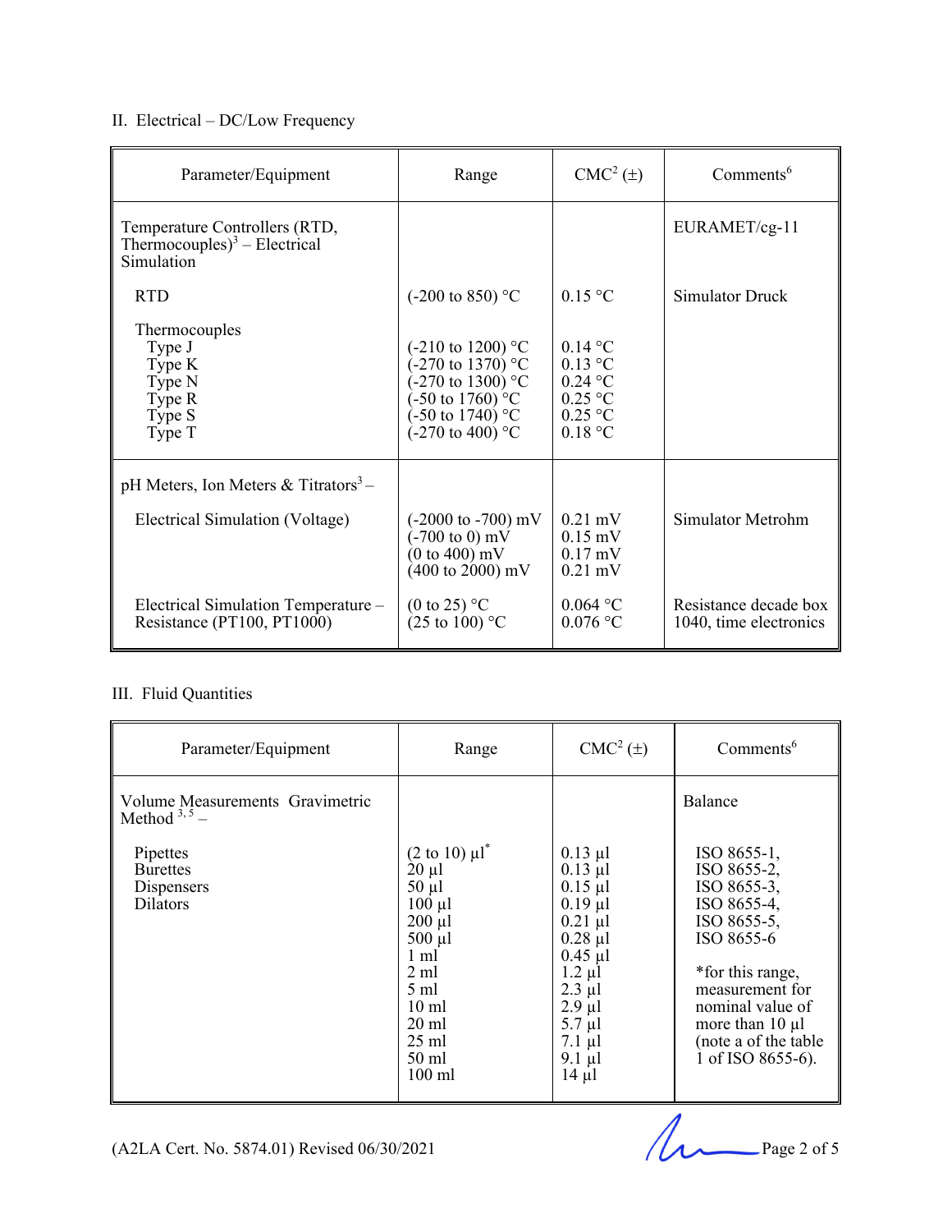## II. Electrical – DC/Low Frequency

| Parameter/Equipment | Range | CMC[2] (±) | Comments[6] |
|---|---|---|---|
| Temperature Controllers (RTD, Thermocouples)[3] – Electrical Simulation | | | EURAMET/cg-11 |
| RTD | (-200 to 850) °C | 0.15 °C | Simulator Druck |
| Thermocouples<br>Type J<br>Type K<br>Type N<br>Type R<br>Type S<br>Type T | <br>(-210 to 1200) °C<br>(-270 to 1370) °C<br>(-270 to 1300) °C<br>(-50 to 1760) °C<br>(-50 to 1740) °C<br>(-270 to 400) °C | <br>0.14 °C<br>0.13 °C<br>0.24 °C<br>0.25 °C<br>0.25 °C<br>0.18 °C | |
| pH Meters, Ion Meters & Titrators[3] – | | | |
| Electrical Simulation (Voltage) | (-2000 to -700) mV<br>(-700 to 0) mV<br>(0 to 400) mV<br>(400 to 2000) mV | 0.21 mV<br>0.15 mV<br>0.17 mV<br>0.21 mV | Simulator Metrohm |
| Electrical Simulation Temperature – Resistance (PT100, PT1000) | (0 to 25) °C<br>(25 to 100) °C | 0.064 °C<br>0.076 °C | Resistance decade box 1040, time electronics |

## III. Fluid Quantities

| Parameter/Equipment | Range | CMC[2] (±) | Comments[6] |
|---|---|---|---|
| Volume Measurements Gravimetric Method [3, 5] – | | | Balance |
| Pipettes<br>Burettes<br>Dispensers<br>Dilators | (2 to 10) µl*<br>20 µl<br>50 µl<br>100 µl<br>200 µl<br>500 µl<br>1 ml<br>2 ml<br>5 ml<br>10 ml<br>20 ml<br>25 ml<br>50 ml<br>100 ml | 0.13 µl<br>0.13 µl<br>0.15 µl<br>0.19 µl<br>0.21 µl<br>0.28 µl<br>0.45 µl<br>1.2 µl<br>2.3 µl<br>2.9 µl<br>5.7 µl<br>7.1 µl<br>9.1 µl<br>14 µl | ISO 8655-1,<br>ISO 8655-2,<br>ISO 8655-3,<br>ISO 8655-4,<br>ISO 8655-5,<br>ISO 8655-6<br><br>*for this range, measurement for nominal value of more than 10 µl (note a of the table 1 of ISO 8655-6). |

(A2LA Cert. No. 5874.01) Revised 06/30/2021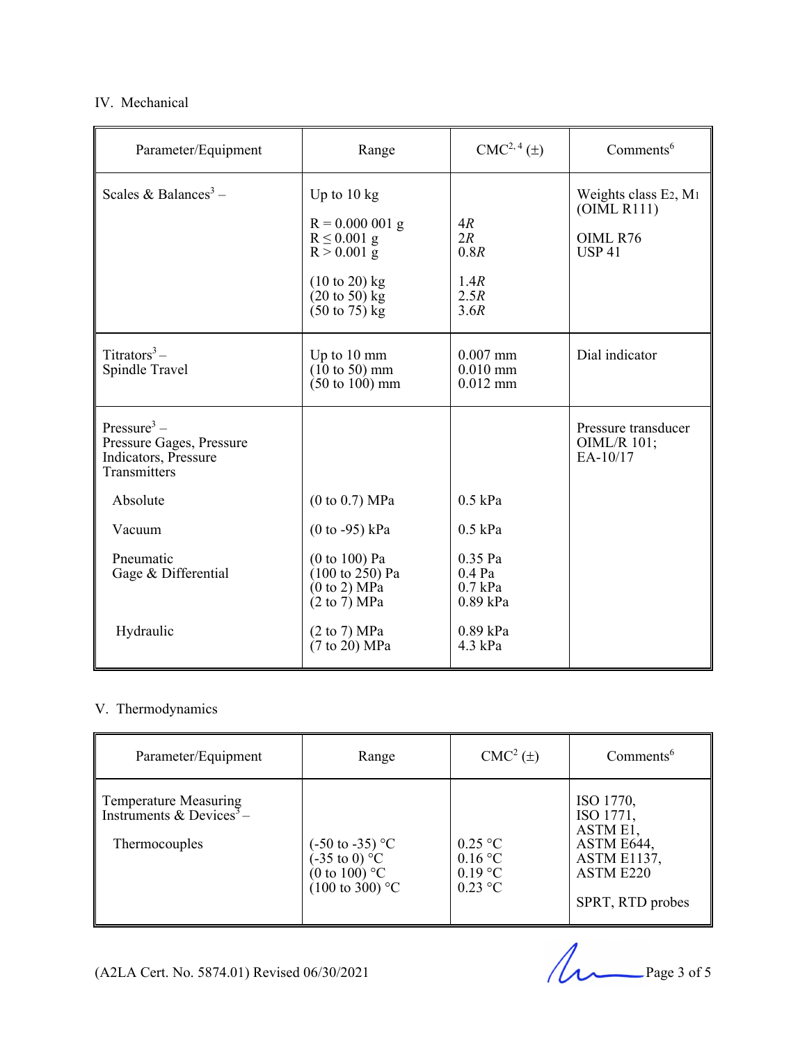IV. Mechanical

| Parameter/Equipment | Range | CMC[2, 4] (±) | Comments[6] |
|---|---|---|---|
| Scales & Balances[3] – | Up to 10 kg | | Weights class $E_2$, $M_1$ (OIML R111) |
| | R = 0.000 001 g<br>R ≤ 0.001 g<br>R > 0.001 g | 4*R*<br>2*R*<br>0.8*R* | OIML R76<br>USP 41 |
| | (10 to 20) kg<br>(20 to 50) kg<br>(50 to 75) kg | 1.4*R*<br>2.5*R*<br>3.6*R* | |
| Titrators[3] –<br>Spindle Travel | Up to 10 mm<br>(10 to 50) mm<br>(50 to 100) mm | 0.007 mm<br>0.010 mm<br>0.012 mm | Dial indicator |
| Pressure[3] –<br>Pressure Gages, Pressure Indicators, Pressure Transmitters | | | Pressure transducer OIML/R 101; EA-10/17 |
| Absolute | (0 to 0.7) MPa | 0.5 kPa | |
| Vacuum | (0 to -95) kPa | 0.5 kPa | |
| Pneumatic<br>Gage & Differential | (0 to 100) Pa<br>(100 to 250) Pa<br>(0 to 2) MPa<br>(2 to 7) MPa | 0.35 Pa<br>0.4 Pa<br>0.7 kPa<br>0.89 kPa | |
| Hydraulic | (2 to 7) MPa<br>(7 to 20) MPa | 0.89 kPa<br>4.3 kPa | |

V. Thermodynamics

| Parameter/Equipment | Range | CMC[2] (±) | Comments[6] |
|---|---|---|---|
| Temperature Measuring Instruments & Devices[3] – | | | ISO 1770,<br>ISO 1771,<br>ASTM E1,<br>ASTM E644,<br>ASTM E1137,<br>ASTM E220 |
| Thermocouples | (-50 to -35) °C<br>(-35 to 0) °C<br>(0 to 100) °C<br>(100 to 300) °C | 0.25 °C<br>0.16 °C<br>0.19 °C<br>0.23 °C | SPRT, RTD probes |

(A2LA Cert. No. 5874.01) Revised 06/30/2021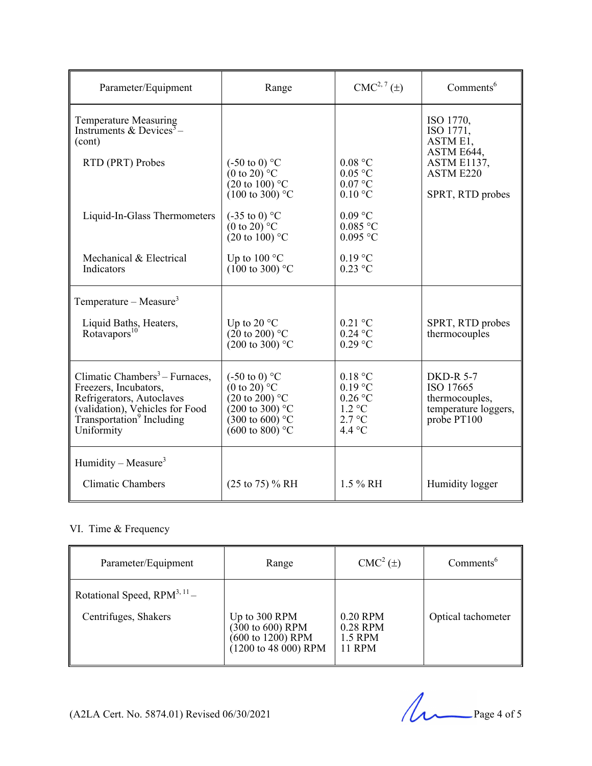| Parameter/Equipment | Range | CMC[2, 7] (±) | Comments[6] |
|---|---|---|---|
| Temperature Measuring Instruments & Devices[3] – (cont) | | | ISO 1770, ISO 1771, ASTM E1, ASTM E644, ASTM E1137, ASTM E220 |
| RTD (PRT) Probes | (-50 to 0) °C<br>(0 to 20) °C<br>(20 to 100) °C<br>(100 to 300) °C | 0.08 °C<br>0.05 °C<br>0.07 °C<br>0.10 °C | SPRT, RTD probes |
| Liquid-In-Glass Thermometers | (-35 to 0) °C<br>(0 to 20) °C<br>(20 to 100) °C | 0.09 °C<br>0.085 °C<br>0.095 °C | |
| Mechanical & Electrical Indicators | Up to 100 °C<br>(100 to 300) °C | 0.19 °C<br>0.23 °C | |
| Temperature – Measure[3] | | | |
| Liquid Baths, Heaters, Rotavapors[10] | Up to 20 °C<br>(20 to 200) °C<br>(200 to 300) °C | 0.21 °C<br>0.24 °C<br>0.29 °C | SPRT, RTD probes thermocouples |
| Climatic Chambers[3] – Furnaces, Freezers, Incubators, Refrigerators, Autoclaves (validation), Vehicles for Food Transportation[9] Including Uniformity | (-50 to 0) °C<br>(0 to 20) °C<br>(20 to 200) °C<br>(200 to 300) °C<br>(300 to 600) °C<br>(600 to 800) °C | 0.18 °C<br>0.19 °C<br>0.26 °C<br>1.2 °C<br>2.7 °C<br>4.4 °C | DKD-R 5-7<br>ISO 17665<br>thermocouples, temperature loggers, probe PT100 |
| Humidity – Measure[3] | | | |
| Climatic Chambers | (25 to 75) % RH | 1.5 % RH | Humidity logger |

VI. Time & Frequency

| Parameter/Equipment | Range | CMC[2] (±) | Comments[6] |
|---|---|---|---|
| Rotational Speed, RPM[3, 11] – | | | |
| Centrifuges, Shakers | Up to 300 RPM<br>(300 to 600) RPM<br>(600 to 1200) RPM<br>(1200 to 48 000) RPM | 0.20 RPM<br>0.28 RPM<br>1.5 RPM<br>11 RPM | Optical tachometer |

(A2LA Cert. No. 5874.01) Revised 06/30/2021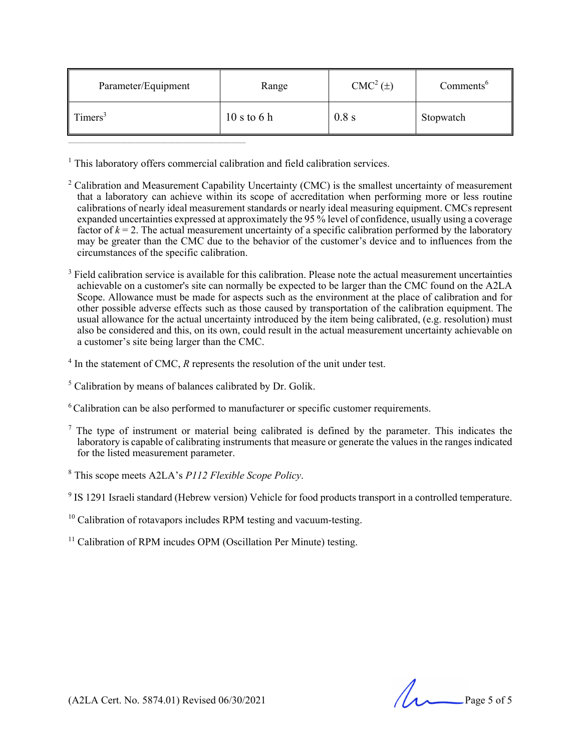| Parameter/Equipment | Range | CMC[2] (±) | Comments[6] |
|---|---|---|---|
| Timers[3] | 10 s to 6 h | 0.8 s | Stopwatch |

---

[1] This laboratory offers commercial calibration and field calibration services.

[2] Calibration and Measurement Capability Uncertainty (CMC) is the smallest uncertainty of measurement that a laboratory can achieve within its scope of accreditation when performing more or less routine calibrations of nearly ideal measurement standards or nearly ideal measuring equipment. CMCs represent expanded uncertainties expressed at approximately the 95 % level of confidence, usually using a coverage factor of $k = 2$. The actual measurement uncertainty of a specific calibration performed by the laboratory may be greater than the CMC due to the behavior of the customer's device and to influences from the circumstances of the specific calibration.

[3] Field calibration service is available for this calibration. Please note the actual measurement uncertainties achievable on a customer's site can normally be expected to be larger than the CMC found on the A2LA Scope. Allowance must be made for aspects such as the environment at the place of calibration and for other possible adverse effects such as those caused by transportation of the calibration equipment. The usual allowance for the actual uncertainty introduced by the item being calibrated, (e.g. resolution) must also be considered and this, on its own, could result in the actual measurement uncertainty achievable on a customer's site being larger than the CMC.

[4] In the statement of CMC, $R$ represents the resolution of the unit under test.

[5] Calibration by means of balances calibrated by Dr. Golik.

[6] Calibration can be also performed to manufacturer or specific customer requirements.

[7] The type of instrument or material being calibrated is defined by the parameter. This indicates the laboratory is capable of calibrating instruments that measure or generate the values in the ranges indicated for the listed measurement parameter.

[8] This scope meets A2LA's *P112 Flexible Scope Policy*.

[9] IS 1291 Israeli standard (Hebrew version) Vehicle for food products transport in a controlled temperature.

[10] Calibration of rotavapors includes RPM testing and vacuum-testing.

[11] Calibration of RPM incudes OPM (Oscillation Per Minute) testing.

(A2LA Cert. No. 5874.01) Revised 06/30/2021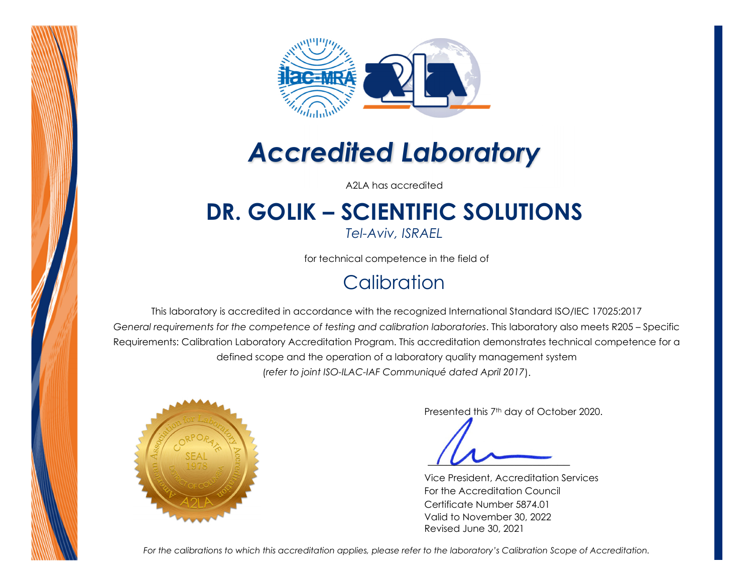# Accredited Laboratory

A2LA has accredited

## DR. GOLIK – SCIENTIFIC SOLUTIONS

*Tel-Aviv, ISRAEL*

for technical competence in the field of

## Calibration

This laboratory is accredited in accordance with the recognized International Standard ISO/IEC 17025:2017 *General requirements for the competence of testing and calibration laboratories*. This laboratory also meets R205 – Specific Requirements: Calibration Laboratory Accreditation Program. This accreditation demonstrates technical competence for a defined scope and the operation of a laboratory quality management system (*refer to joint ISO-ILAC-IAF Communiqué dated April 2017*).

Presented this 7th day of October 2020.

Vice President, Accreditation Services
For the Accreditation Council
Certificate Number 5874.01
Valid to November 30, 2022
Revised June 30, 2021

*For the calibrations to which this accreditation applies, please refer to the laboratory's Calibration Scope of Accreditation.*